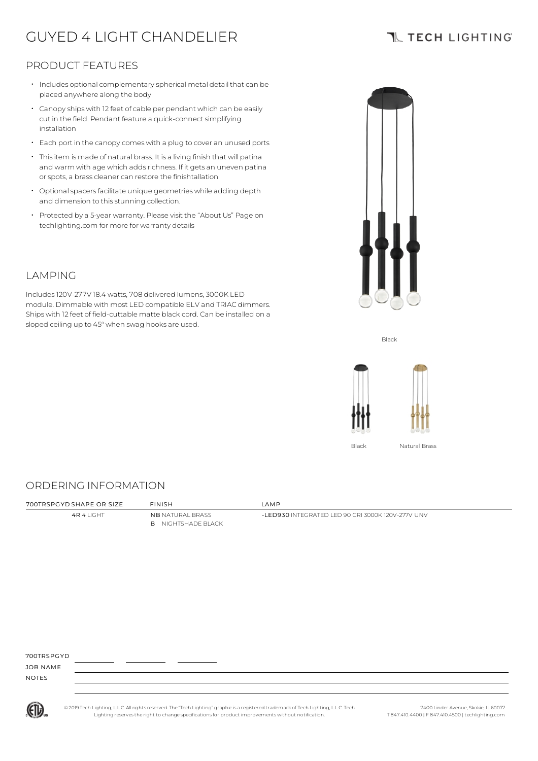# GUYED 4 LIGHT CHANDELIER

TECH LIGHTING

## PRODUCT FEATURES

- Includes optional complementary spherical metal detail that can be placed anywhere along the body
- Canopy ships with 12 feet of cable per pendant which can be easily cut in the field. Pendant feature a quick-connect simplifying installation
- Each port in the canopy comes with a plug to cover an unused ports
- This item is made of natural brass. It is a living finish that will patina and warm with age which adds richness. If it gets an uneven patina or spots, a brass cleaner can restore the finishtallation
- Optional spacers facilitate unique geometries while adding depth and dimension to this stunning collection.
- Protected by a 5-year warranty. Please visit the "About Us" Page on techlighting.com for more for warranty details

## LAMPING

Includes 120V-277V 18.4 watts, 708 delivered lumens, 3000K LED module. Dimmable with most LED compatible ELV and TRIAC dimmers. Ships with 12 feet of field-cuttable matte black cord. Can be installed on a sloped ceiling up to 45° when swag hooks are used.

Black

Black    Natural Brass

## ORDERING INFORMATION

| 700TRSPGYD SHAPE OR SIZE | FINISH | LAMP |
|---|---|---|
| **4R** 4 LIGHT | **NB** NATURAL BRASS<br>**B** NIGHTSHADE BLACK | **-LED930** INTEGRATED LED 90 CRI 3000K 120V-277V UNV |

700TRSPGYD ________ ________ ________

JOB NAME

NOTES

© 2019 Tech Lighting, L.L.C. All rights reserved. The "Tech Lighting" graphic is a registered trademark of Tech Lighting, L.L.C. Tech Lighting reserves the right to change specifications for product improvements without notification.

7400 Linder Avenue, Skokie, IL 60077
T 847.410.4400 | F 847.410.4500 | techlighting.com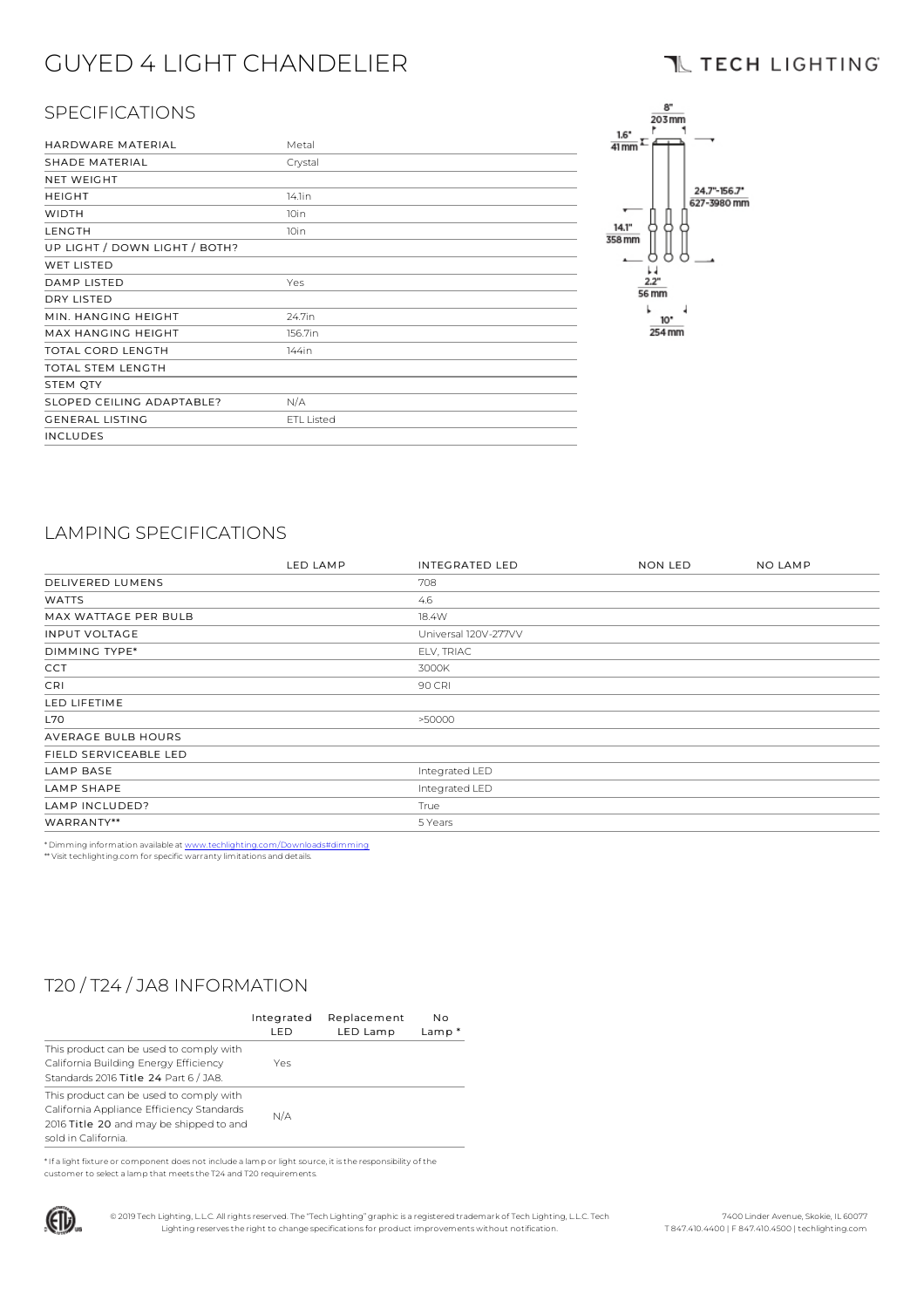# GUYED 4 LIGHT CHANDELIER

TECH LIGHTING

## SPECIFICATIONS

| | |
|---|---|
| HARDWARE MATERIAL | Metal |
| SHADE MATERIAL | Crystal |
| NET WEIGHT | |
| HEIGHT | 14.1in |
| WIDTH | 10in |
| LENGTH | 10in |
| UP LIGHT / DOWN LIGHT / BOTH? | |
| WET LISTED | |
| DAMP LISTED | Yes |
| DRY LISTED | |
| MIN. HANGING HEIGHT | 24.7in |
| MAX HANGING HEIGHT | 156.7in |
| TOTAL CORD LENGTH | 144in |
| TOTAL STEM LENGTH | |
| STEM QTY | |
| SLOPED CEILING ADAPTABLE? | N/A |
| GENERAL LISTING | ETL Listed |
| INCLUDES | |

8"
203 mm
1.6"
41 mm
24.7"-156.7"
627-3980 mm
14.1"
358 mm
2.2"
56 mm
10"
254 mm

## LAMPING SPECIFICATIONS

| | LED LAMP | INTEGRATED LED | NON LED | NO LAMP |
|---|---|---|---|---|
| DELIVERED LUMENS | | 708 | | |
| WATTS | | 4.6 | | |
| MAX WATTAGE PER BULB | | 18.4W | | |
| INPUT VOLTAGE | | Universal 120V-277VV | | |
| DIMMING TYPE* | | ELV, TRIAC | | |
| CCT | | 3000K | | |
| CRI | | 90 CRI | | |
| LED LIFETIME | | | | |
| L70 | | >50000 | | |
| AVERAGE BULB HOURS | | | | |
| FIELD SERVICEABLE LED | | | | |
| LAMP BASE | | Integrated LED | | |
| LAMP SHAPE | | Integrated LED | | |
| LAMP INCLUDED? | | True | | |
| WARRANTY** | | 5 Years | | |

* Dimming information available at www.techlighting.com/Downloads#dimming
** Visit techlighting.com for specific warranty limitations and details.

## T20 / T24 / JA8 INFORMATION

| | Integrated LED | Replacement LED Lamp | No Lamp * |
|---|---|---|---|
| This product can be used to comply with California Building Energy Efficiency Standards 2016 Title 24 Part 6 / JA8. | Yes | | |
| This product can be used to comply with California Appliance Efficiency Standards 2016 Title 20 and may be shipped to and sold in California. | N/A | | |

* If a light fixture or component does not include a lamp or light source, it is the responsibility of the customer to select a lamp that meets the T24 and T20 requirements.

© 2019 Tech Lighting, L.L.C. All rights reserved. The "Tech Lighting" graphic is a registered trademark of Tech Lighting, L.L.C. Tech Lighting reserves the right to change specifications for product improvements without notification.

7400 Linder Avenue, Skokie, IL 60077
T 847.410.4400 | F 847.410.4500 | techlighting.com